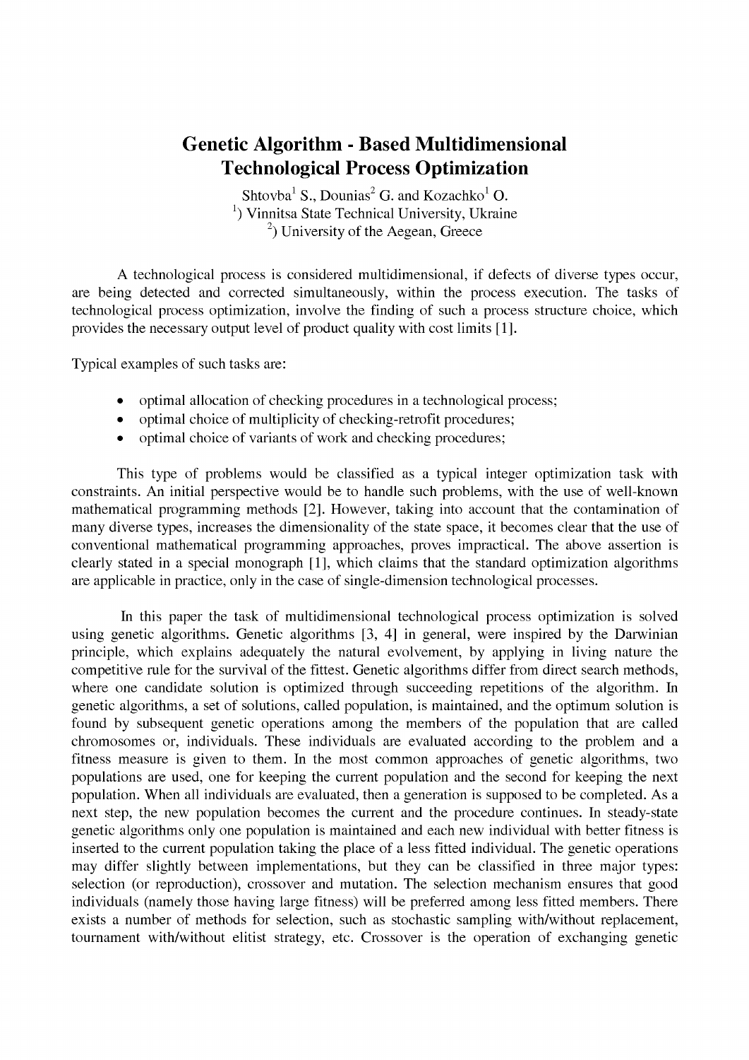# Genetic Algorithm - Based Multidimensional Technological Process Optimization

Shtovba[1] S., Dounias[2] G. and Kozachko[1] O.

[1]) Vinnitsa State Technical University, Ukraine

[2]) University of the Aegean, Greece

A technological process is considered multidimensional, if defects of diverse types occur, are being detected and corrected simultaneously, within the process execution. The tasks of technological process optimization, involve the finding of such a process structure choice, which provides the necessary output level of product quality with cost limits [1].

Typical examples of such tasks are:

- optimal allocation of checking procedures in a technological process;
- optimal choice of multiplicity of checking-retrofit procedures;
- optimal choice of variants of work and checking procedures;

This type of problems would be classified as a typical integer optimization task with constraints. An initial perspective would be to handle such problems, with the use of well-known mathematical programming methods [2]. However, taking into account that the contamination of many diverse types, increases the dimensionality of the state space, it becomes clear that the use of conventional mathematical programming approaches, proves impractical. The above assertion is clearly stated in a special monograph [1], which claims that the standard optimization algorithms are applicable in practice, only in the case of single-dimension technological processes.

In this paper the task of multidimensional technological process optimization is solved using genetic algorithms. Genetic algorithms [3, 4] in general, were inspired by the Darwinian principle, which explains adequately the natural evolvement, by applying in living nature the competitive rule for the survival of the fittest. Genetic algorithms differ from direct search methods, where one candidate solution is optimized through succeeding repetitions of the algorithm. In genetic algorithms, a set of solutions, called population, is maintained, and the optimum solution is found by subsequent genetic operations among the members of the population that are called chromosomes or, individuals. These individuals are evaluated according to the problem and a fitness measure is given to them. In the most common approaches of genetic algorithms, two populations are used, one for keeping the current population and the second for keeping the next population. When all individuals are evaluated, then a generation is supposed to be completed. As a next step, the new population becomes the current and the procedure continues. In steady-state genetic algorithms only one population is maintained and each new individual with better fitness is inserted to the current population taking the place of a less fitted individual. The genetic operations may differ slightly between implementations, but they can be classified in three major types: selection (or reproduction), crossover and mutation. The selection mechanism ensures that good individuals (namely those having large fitness) will be preferred among less fitted members. There exists a number of methods for selection, such as stochastic sampling with/without replacement, tournament with/without elitist strategy, etc. Crossover is the operation of exchanging genetic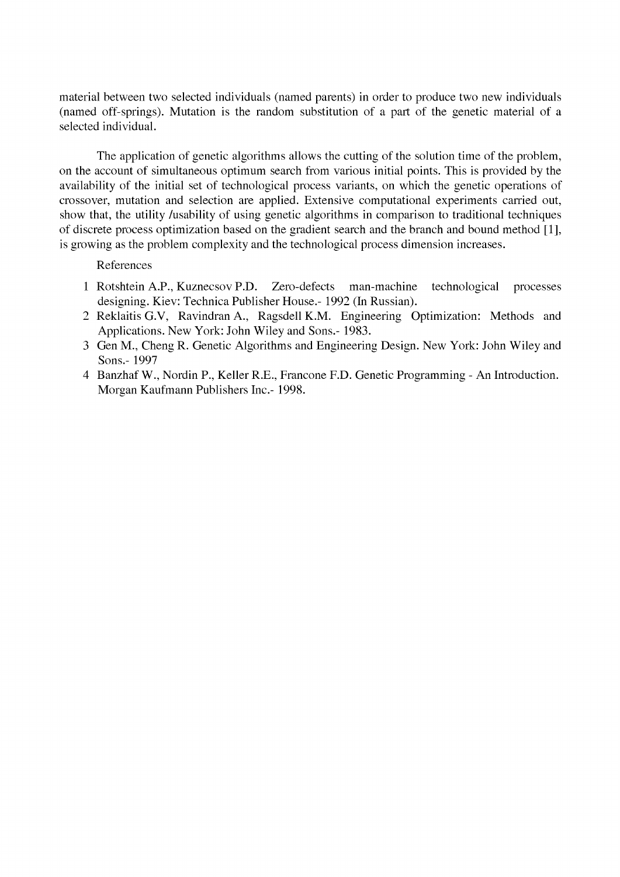material between two selected individuals (named parents) in order to produce two new individuals (named off-springs). Mutation is the random substitution of a part of the genetic material of a selected individual.

The application of genetic algorithms allows the cutting of the solution time of the problem, on the account of simultaneous optimum search from various initial points. This is provided by the availability of the initial set of technological process variants, on which the genetic operations of crossover, mutation and selection are applied. Extensive computational experiments carried out, show that, the utility /usability of using genetic algorithms in comparison to traditional techniques of discrete process optimization based on the gradient search and the branch and bound method [1], is growing as the problem complexity and the technological process dimension increases.

References

1. Rotshtein A.P., Kuznecsov P.D. Zero-defects man-machine technological processes designing. Kiev: Technica Publisher House.- 1992 (In Russian).
2. Reklaitis G.V, Ravindran A., Ragsdell K.M. Engineering Optimization: Methods and Applications. New York: John Wiley and Sons.- 1983.
3. Gen M., Cheng R. Genetic Algorithms and Engineering Design. New York: John Wiley and Sons.- 1997
4. Banzhaf W., Nordin P., Keller R.E., Francone F.D. Genetic Programming - An Introduction. Morgan Kaufmann Publishers Inc.- 1998.